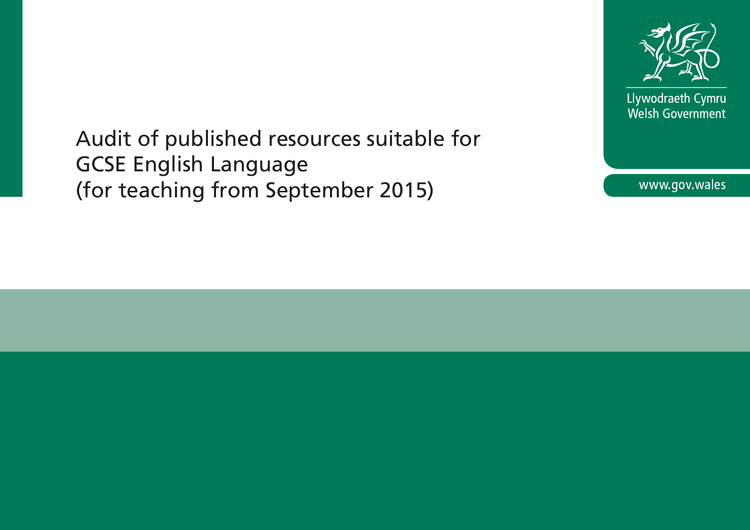Llywodraeth Cymru
Welsh Government

www.gov.wales

# Audit of published resources suitable for GCSE English Language (for teaching from September 2015)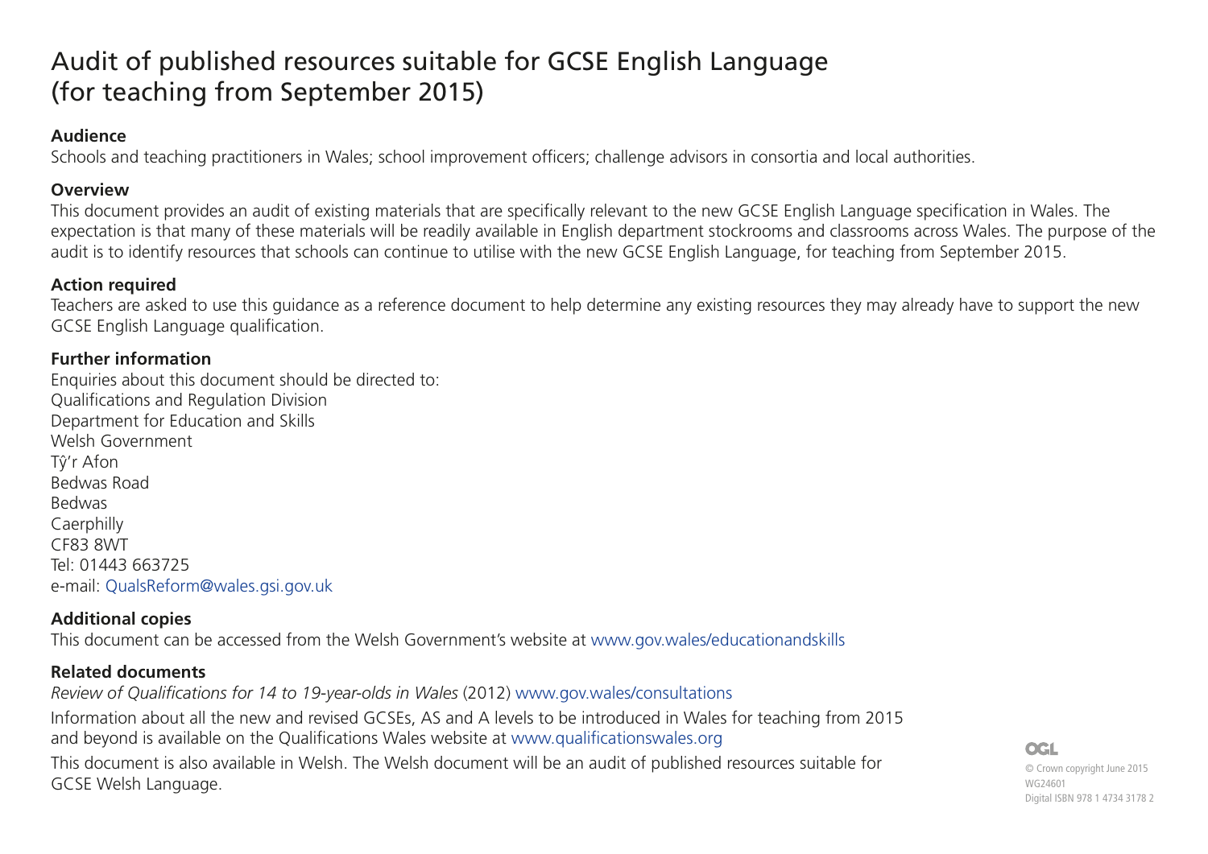# Audit of published resources suitable for GCSE English Language (for teaching from September 2015)

**Audience**

Schools and teaching practitioners in Wales; school improvement officers; challenge advisors in consortia and local authorities.

**Overview**

This document provides an audit of existing materials that are specifically relevant to the new GCSE English Language specification in Wales. The expectation is that many of these materials will be readily available in English department stockrooms and classrooms across Wales. The purpose of the audit is to identify resources that schools can continue to utilise with the new GCSE English Language, for teaching from September 2015.

**Action required**

Teachers are asked to use this guidance as a reference document to help determine any existing resources they may already have to support the new GCSE English Language qualification.

**Further information**

Enquiries about this document should be directed to:
Qualifications and Regulation Division
Department for Education and Skills
Welsh Government
Tŷ'r Afon
Bedwas Road
Bedwas
Caerphilly
CF83 8WT
Tel: 01443 663725
e-mail: QualsReform@wales.gsi.gov.uk

**Additional copies**

This document can be accessed from the Welsh Government's website at www.gov.wales/educationandskills

**Related documents**

*Review of Qualifications for 14 to 19-year-olds in Wales* (2012) www.gov.wales/consultations

Information about all the new and revised GCSEs, AS and A levels to be introduced in Wales for teaching from 2015 and beyond is available on the Qualifications Wales website at www.qualificationswales.org

This document is also available in Welsh. The Welsh document will be an audit of published resources suitable for GCSE Welsh Language.

OGL
© Crown copyright June 2015
WG24601
Digital ISBN 978 1 4734 3178 2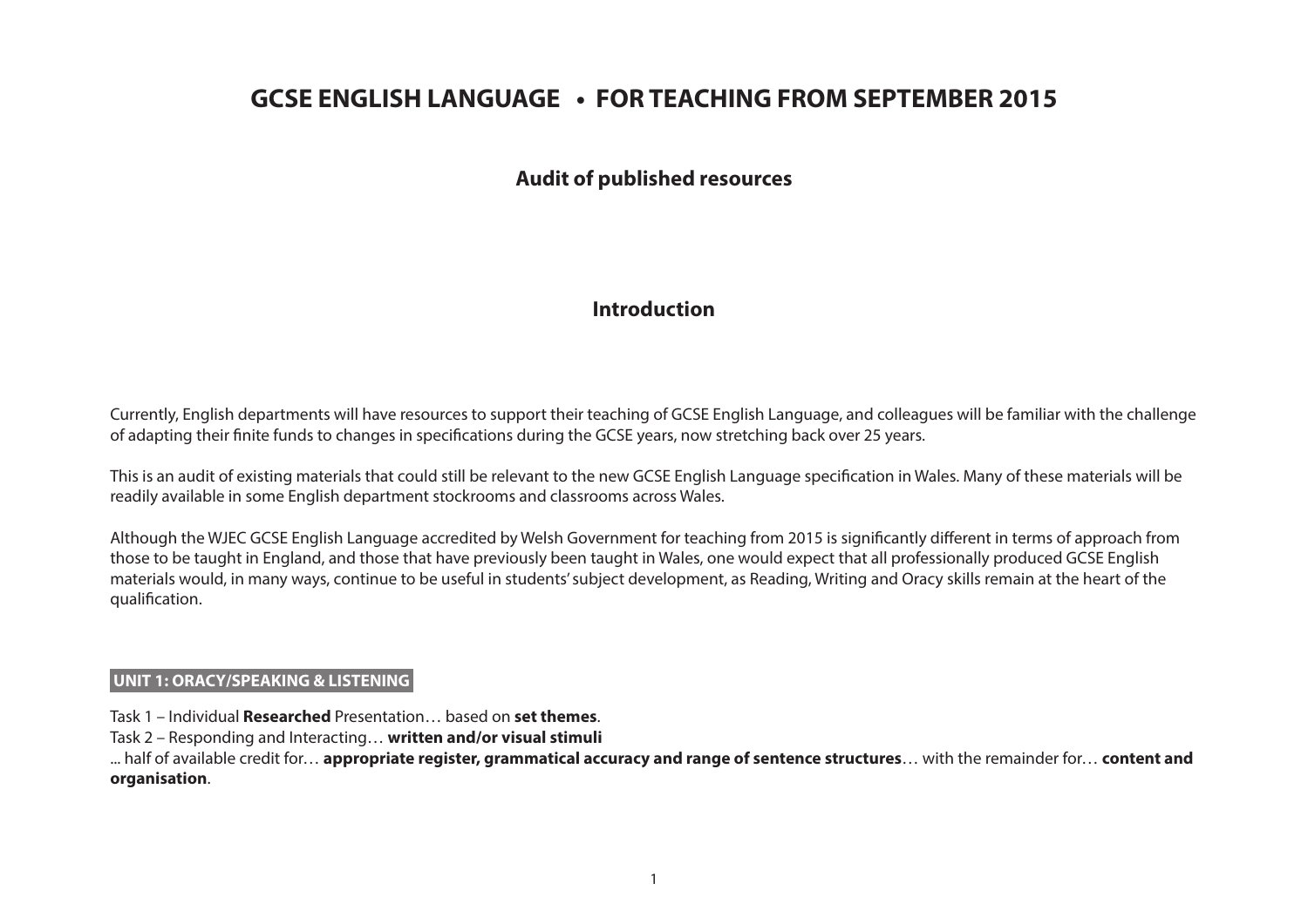# GCSE ENGLISH LANGUAGE • FOR TEACHING FROM SEPTEMBER 2015

## Audit of published resources

## Introduction

Currently, English departments will have resources to support their teaching of GCSE English Language, and colleagues will be familiar with the challenge of adapting their finite funds to changes in specifications during the GCSE years, now stretching back over 25 years.

This is an audit of existing materials that could still be relevant to the new GCSE English Language specification in Wales. Many of these materials will be readily available in some English department stockrooms and classrooms across Wales.

Although the WJEC GCSE English Language accredited by Welsh Government for teaching from 2015 is significantly different in terms of approach from those to be taught in England, and those that have previously been taught in Wales, one would expect that all professionally produced GCSE English materials would, in many ways, continue to be useful in students' subject development, as Reading, Writing and Oracy skills remain at the heart of the qualification.

### UNIT 1: ORACY/SPEAKING & LISTENING

Task 1 – Individual **Researched** Presentation… based on **set themes**.
Task 2 – Responding and Interacting… **written and/or visual stimuli**
... half of available credit for… **appropriate register, grammatical accuracy and range of sentence structures**… with the remainder for… **content and organisation**.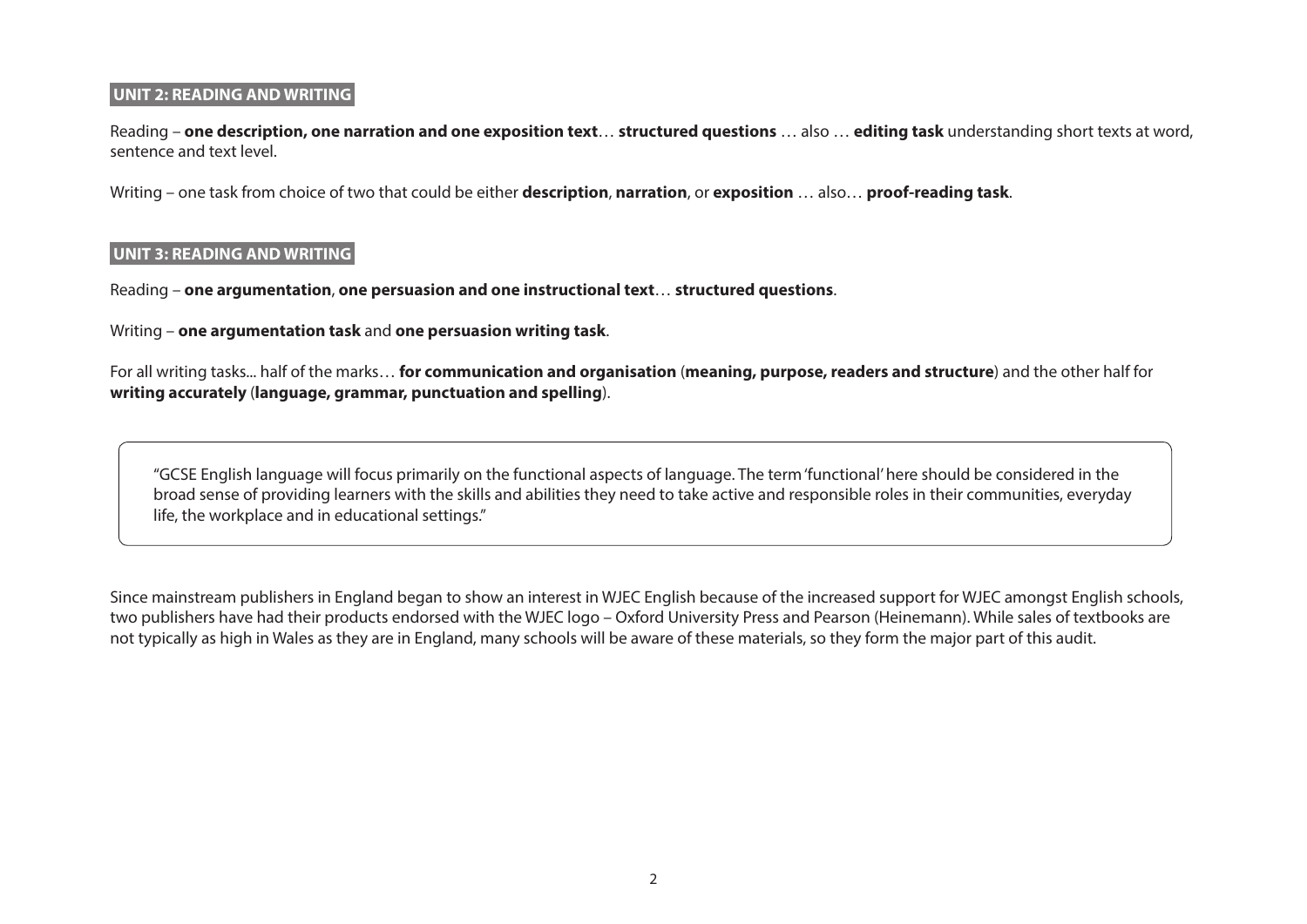**UNIT 2: READING AND WRITING**

Reading – **one description, one narration and one exposition text**… **structured questions** … also … **editing task** understanding short texts at word, sentence and text level.

Writing – one task from choice of two that could be either **description**, **narration**, or **exposition** … also… **proof-reading task**.

**UNIT 3: READING AND WRITING**

Reading – **one argumentation**, **one persuasion and one instructional text**… **structured questions**.

Writing – **one argumentation task** and **one persuasion writing task**.

For all writing tasks... half of the marks… **for communication and organisation** (**meaning, purpose, readers and structure**) and the other half for **writing accurately** (**language, grammar, punctuation and spelling**).

> "GCSE English language will focus primarily on the functional aspects of language. The term 'functional' here should be considered in the broad sense of providing learners with the skills and abilities they need to take active and responsible roles in their communities, everyday life, the workplace and in educational settings."

Since mainstream publishers in England began to show an interest in WJEC English because of the increased support for WJEC amongst English schools, two publishers have had their products endorsed with the WJEC logo – Oxford University Press and Pearson (Heinemann). While sales of textbooks are not typically as high in Wales as they are in England, many schools will be aware of these materials, so they form the major part of this audit.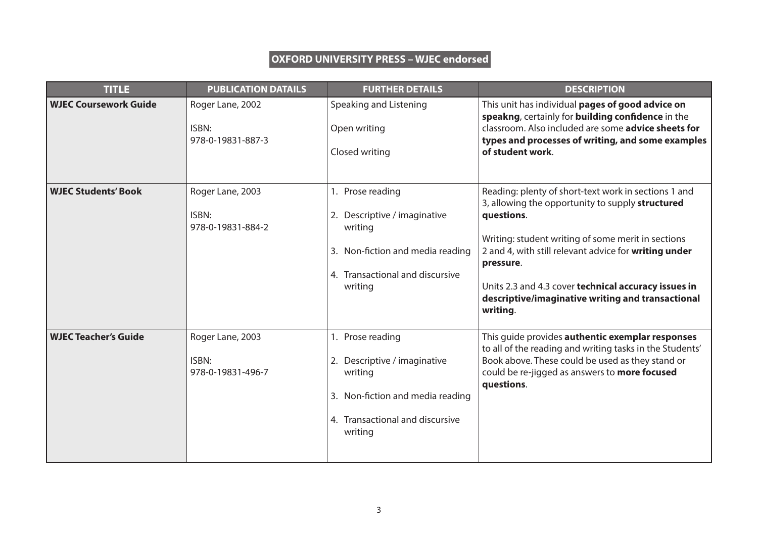## OXFORD UNIVERSITY PRESS – WJEC endorsed

| TITLE | PUBLICATION DATAILS | FURTHER DETAILS | DESCRIPTION |
|---|---|---|---|
| **WJEC Coursework Guide** | Roger Lane, 2002<br><br>ISBN:<br>978-0-19831-887-3 | Speaking and Listening<br><br>Open writing<br><br>Closed writing | This unit has individual **pages of good advice on speakng**, certainly for **building confidence** in the classroom. Also included are some **advice sheets for types and processes of writing, and some examples of student work**. |
| **WJEC Students' Book** | Roger Lane, 2003<br><br>ISBN:<br>978-0-19831-884-2 | 1. Prose reading<br><br>2. Descriptive / imaginative writing<br><br>3. Non-fiction and media reading<br><br>4. Transactional and discursive writing | Reading: plenty of short-text work in sections 1 and 3, allowing the opportunity to supply **structured questions**.<br><br>Writing: student writing of some merit in sections 2 and 4, with still relevant advice for **writing under pressure**.<br><br>Units 2.3 and 4.3 cover **technical accuracy issues in descriptive/imaginative writing and transactional writing**. |
| **WJEC Teacher's Guide** | Roger Lane, 2003<br><br>ISBN:<br>978-0-19831-496-7 | 1. Prose reading<br><br>2. Descriptive / imaginative writing<br><br>3. Non-fiction and media reading<br><br>4. Transactional and discursive writing | This guide provides **authentic exemplar responses** to all of the reading and writing tasks in the Students' Book above. These could be used as they stand or could be re-jigged as answers to **more focused questions**. |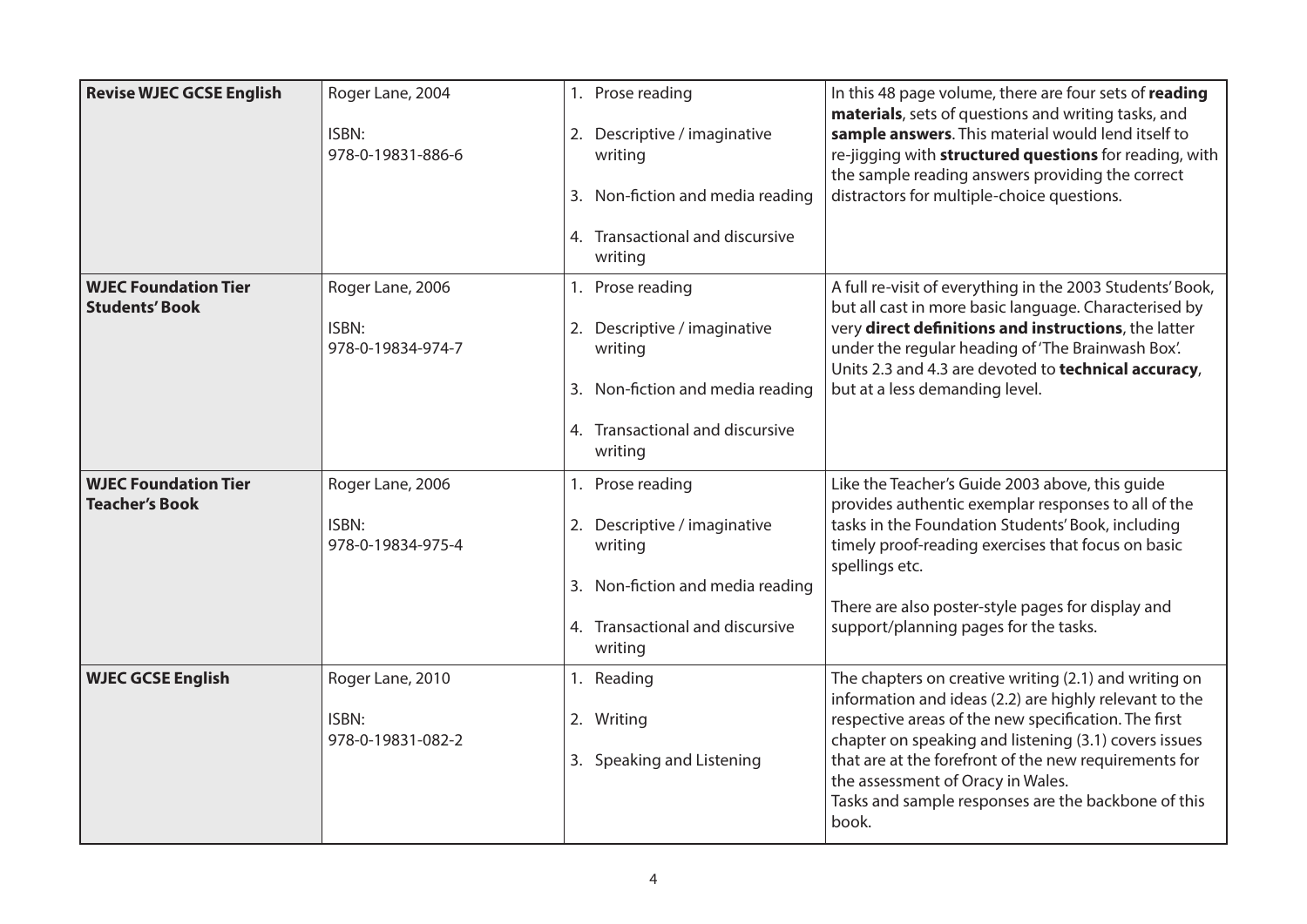| | | | |
|---|---|---|---|
| **Revise WJEC GCSE English** | Roger Lane, 2004<br><br>ISBN:<br>978-0-19831-886-6 | 1. Prose reading<br><br>2. Descriptive / imaginative writing<br><br>3. Non-fiction and media reading<br><br>4. Transactional and discursive writing | In this 48 page volume, there are four sets of **reading materials**, sets of questions and writing tasks, and **sample answers**. This material would lend itself to re-jigging with **structured questions** for reading, with the sample reading answers providing the correct distractors for multiple-choice questions. |
| **WJEC Foundation Tier Students' Book** | Roger Lane, 2006<br><br>ISBN:<br>978-0-19834-974-7 | 1. Prose reading<br><br>2. Descriptive / imaginative writing<br><br>3. Non-fiction and media reading<br><br>4. Transactional and discursive writing | A full re-visit of everything in the 2003 Students' Book, but all cast in more basic language. Characterised by very **direct definitions and instructions**, the latter under the regular heading of 'The Brainwash Box'. Units 2.3 and 4.3 are devoted to **technical accuracy**, but at a less demanding level. |
| **WJEC Foundation Tier Teacher's Book** | Roger Lane, 2006<br><br>ISBN:<br>978-0-19834-975-4 | 1. Prose reading<br><br>2. Descriptive / imaginative writing<br><br>3. Non-fiction and media reading<br><br>4. Transactional and discursive writing | Like the Teacher's Guide 2003 above, this guide provides authentic exemplar responses to all of the tasks in the Foundation Students' Book, including timely proof-reading exercises that focus on basic spellings etc.<br><br>There are also poster-style pages for display and support/planning pages for the tasks. |
| **WJEC GCSE English** | Roger Lane, 2010<br><br>ISBN:<br>978-0-19831-082-2 | 1. Reading<br><br>2. Writing<br><br>3. Speaking and Listening | The chapters on creative writing (2.1) and writing on information and ideas (2.2) are highly relevant to the respective areas of the new specification. The first chapter on speaking and listening (3.1) covers issues that are at the forefront of the new requirements for the assessment of Oracy in Wales.<br>Tasks and sample responses are the backbone of this book. |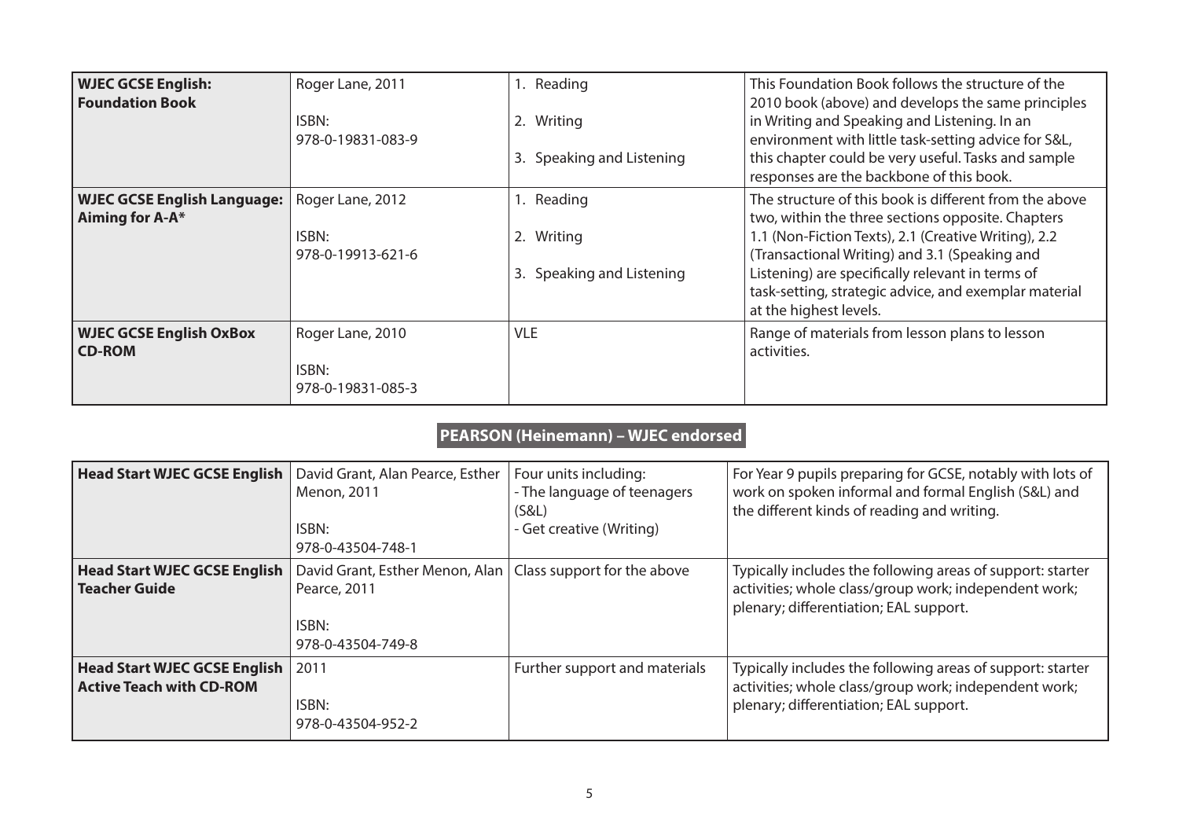| WJEC GCSE English: Foundation Book | Roger Lane, 2011<br><br>ISBN:<br>978-0-19831-083-9 | 1. Reading<br><br>2. Writing<br><br>3. Speaking and Listening | This Foundation Book follows the structure of the 2010 book (above) and develops the same principles in Writing and Speaking and Listening. In an environment with little task-setting advice for S&L, this chapter could be very useful. Tasks and sample responses are the backbone of this book. |
|---|---|---|---|
| **WJEC GCSE English Language: Aiming for A-A*** | Roger Lane, 2012<br><br>ISBN:<br>978-0-19913-621-6 | 1. Reading<br><br>2. Writing<br><br>3. Speaking and Listening | The structure of this book is different from the above two, within the three sections opposite. Chapters 1.1 (Non-Fiction Texts), 2.1 (Creative Writing), 2.2 (Transactional Writing) and 3.1 (Speaking and Listening) are specifically relevant in terms of task-setting, strategic advice, and exemplar material at the highest levels. |
| **WJEC GCSE English OxBox CD-ROM** | Roger Lane, 2010<br><br>ISBN:<br>978-0-19831-085-3 | VLE | Range of materials from lesson plans to lesson activities. |

## PEARSON (Heinemann) – WJEC endorsed

| Head Start WJEC GCSE English | David Grant, Alan Pearce, Esther Menon, 2011<br><br>ISBN:<br>978-0-43504-748-1 | Four units including:<br>- The language of teenagers (S&L)<br>- Get creative (Writing) | For Year 9 pupils preparing for GCSE, notably with lots of work on spoken informal and formal English (S&L) and the different kinds of reading and writing. |
|---|---|---|---|
| **Head Start WJEC GCSE English Teacher Guide** | David Grant, Esther Menon, Alan Pearce, 2011<br><br>ISBN:<br>978-0-43504-749-8 | Class support for the above | Typically includes the following areas of support: starter activities; whole class/group work; independent work; plenary; differentiation; EAL support. |
| **Head Start WJEC GCSE English Active Teach with CD-ROM** | 2011<br><br>ISBN:<br>978-0-43504-952-2 | Further support and materials | Typically includes the following areas of support: starter activities; whole class/group work; independent work; plenary; differentiation; EAL support. |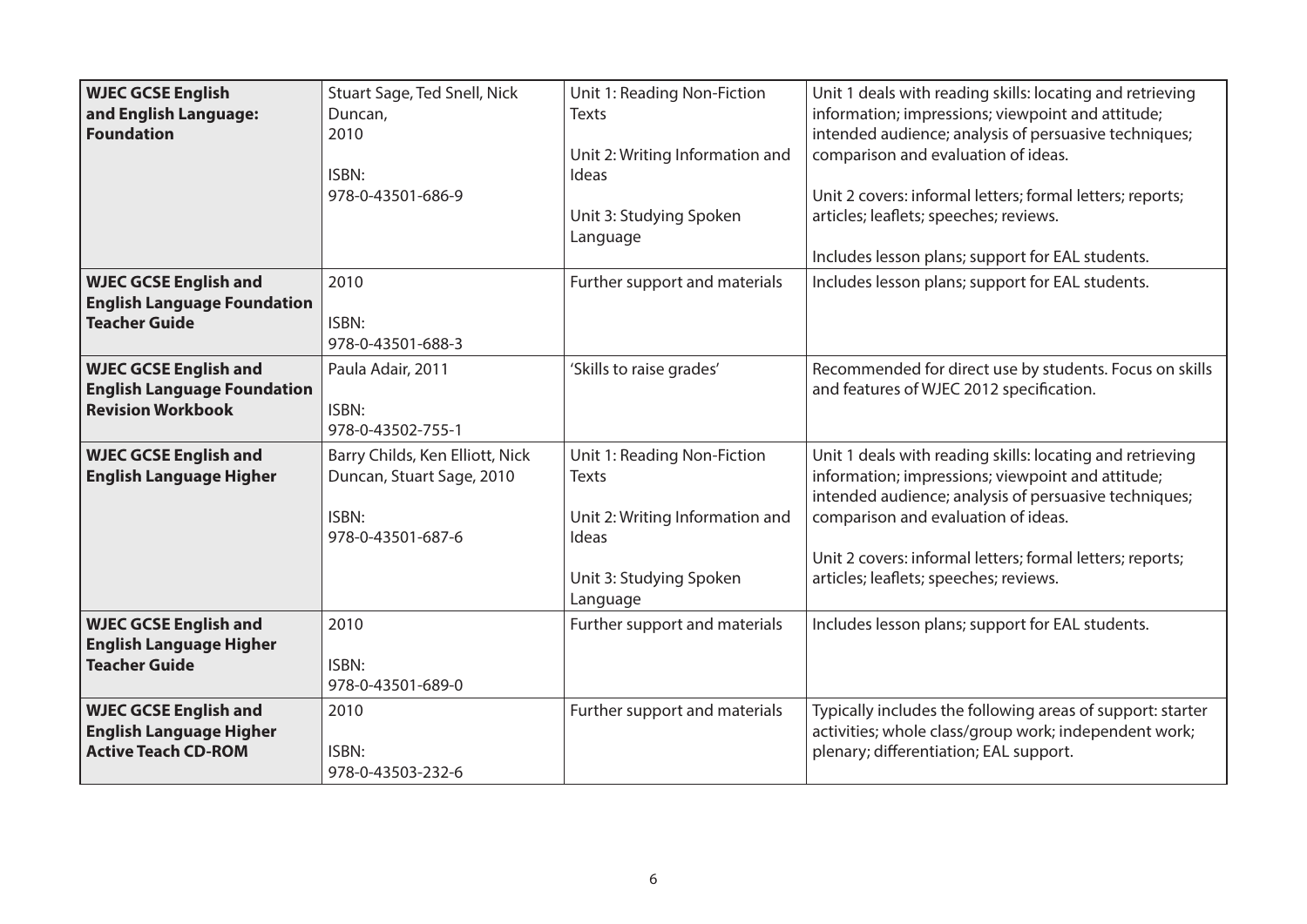| | | | |
|---|---|---|---|
| **WJEC GCSE English and English Language: Foundation** | Stuart Sage, Ted Snell, Nick Duncan, 2010<br><br>ISBN: 978-0-43501-686-9 | Unit 1: Reading Non-Fiction Texts<br><br>Unit 2: Writing Information and Ideas<br><br>Unit 3: Studying Spoken Language | Unit 1 deals with reading skills: locating and retrieving information; impressions; viewpoint and attitude; intended audience; analysis of persuasive techniques; comparison and evaluation of ideas.<br><br>Unit 2 covers: informal letters; formal letters; reports; articles; leaflets; speeches; reviews.<br><br>Includes lesson plans; support for EAL students. |
| **WJEC GCSE English and English Language Foundation Teacher Guide** | 2010<br><br>ISBN: 978-0-43501-688-3 | Further support and materials | Includes lesson plans; support for EAL students. |
| **WJEC GCSE English and English Language Foundation Revision Workbook** | Paula Adair, 2011<br><br>ISBN: 978-0-43502-755-1 | 'Skills to raise grades' | Recommended for direct use by students. Focus on skills and features of WJEC 2012 specification. |
| **WJEC GCSE English and English Language Higher** | Barry Childs, Ken Elliott, Nick Duncan, Stuart Sage, 2010<br><br>ISBN: 978-0-43501-687-6 | Unit 1: Reading Non-Fiction Texts<br><br>Unit 2: Writing Information and Ideas<br><br>Unit 3: Studying Spoken Language | Unit 1 deals with reading skills: locating and retrieving information; impressions; viewpoint and attitude; intended audience; analysis of persuasive techniques; comparison and evaluation of ideas.<br><br>Unit 2 covers: informal letters; formal letters; reports; articles; leaflets; speeches; reviews. |
| **WJEC GCSE English and English Language Higher Teacher Guide** | 2010<br><br>ISBN: 978-0-43501-689-0 | Further support and materials | Includes lesson plans; support for EAL students. |
| **WJEC GCSE English and English Language Higher Active Teach CD-ROM** | 2010<br><br>ISBN: 978-0-43503-232-6 | Further support and materials | Typically includes the following areas of support: starter activities; whole class/group work; independent work; plenary; differentiation; EAL support. |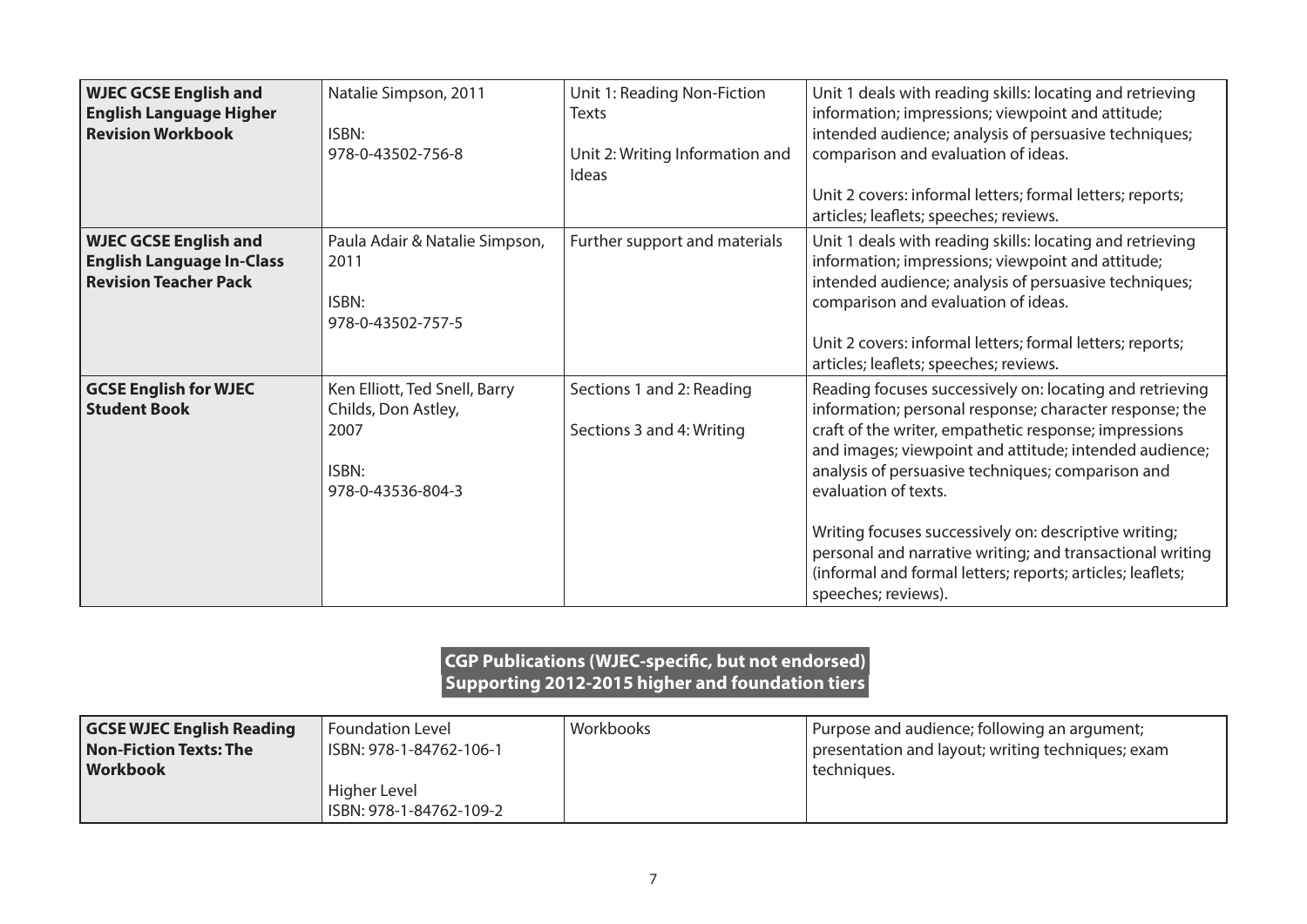| | | | |
|---|---|---|---|
| **WJEC GCSE English and English Language Higher Revision Workbook** | Natalie Simpson, 2011<br><br>ISBN:<br>978-0-43502-756-8 | Unit 1: Reading Non-Fiction Texts<br><br>Unit 2: Writing Information and Ideas | Unit 1 deals with reading skills: locating and retrieving information; impressions; viewpoint and attitude; intended audience; analysis of persuasive techniques; comparison and evaluation of ideas.<br><br>Unit 2 covers: informal letters; formal letters; reports; articles; leaflets; speeches; reviews. |
| **WJEC GCSE English and English Language In-Class Revision Teacher Pack** | Paula Adair & Natalie Simpson, 2011<br><br>ISBN:<br>978-0-43502-757-5 | Further support and materials | Unit 1 deals with reading skills: locating and retrieving information; impressions; viewpoint and attitude; intended audience; analysis of persuasive techniques; comparison and evaluation of ideas.<br><br>Unit 2 covers: informal letters; formal letters; reports; articles; leaflets; speeches; reviews. |
| **GCSE English for WJEC Student Book** | Ken Elliott, Ted Snell, Barry Childs, Don Astley,<br>2007<br><br>ISBN:<br>978-0-43536-804-3 | Sections 1 and 2: Reading<br><br>Sections 3 and 4: Writing | Reading focuses successively on: locating and retrieving information; personal response; character response; the craft of the writer, empathetic response; impressions and images; viewpoint and attitude; intended audience; analysis of persuasive techniques; comparison and evaluation of texts.<br><br>Writing focuses successively on: descriptive writing; personal and narrative writing; and transactional writing (informal and formal letters; reports; articles; leaflets; speeches; reviews). |

## CGP Publications (WJEC-specific, but not endorsed)
## Supporting 2012-2015 higher and foundation tiers

| | | | |
|---|---|---|---|
| **GCSE WJEC English Reading Non-Fiction Texts: The Workbook** | Foundation Level<br>ISBN: 978-1-84762-106-1<br><br>Higher Level<br>ISBN: 978-1-84762-109-2 | Workbooks | Purpose and audience; following an argument; presentation and layout; writing techniques; exam techniques. |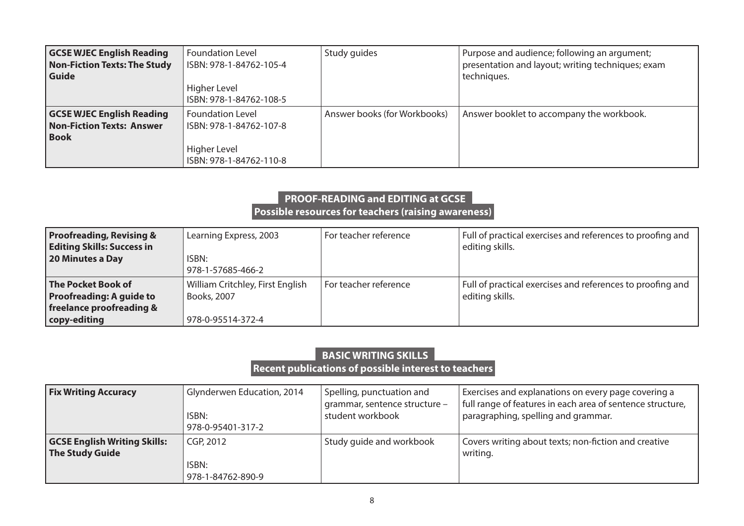| | | | |
|---|---|---|---|
| **GCSE WJEC English Reading Non-Fiction Texts: The Study Guide** | Foundation Level<br>ISBN: 978-1-84762-105-4<br><br>Higher Level<br>ISBN: 978-1-84762-108-5 | Study guides | Purpose and audience; following an argument; presentation and layout; writing techniques; exam techniques. |
| **GCSE WJEC English Reading Non-Fiction Texts: Answer Book** | Foundation Level<br>ISBN: 978-1-84762-107-8<br><br>Higher Level<br>ISBN: 978-1-84762-110-8 | Answer books (for Workbooks) | Answer booklet to accompany the workbook. |

## PROOF-READING and EDITING at GCSE

**Possible resources for teachers (raising awareness)**

| | | | |
|---|---|---|---|
| **Proofreading, Revising & Editing Skills: Success in 20 Minutes a Day** | Learning Express, 2003<br><br>ISBN:<br>978-1-57685-466-2 | For teacher reference | Full of practical exercises and references to proofing and editing skills. |
| **The Pocket Book of Proofreading: A guide to freelance proofreading & copy-editing** | William Critchley, First English Books, 2007<br><br>978-0-95514-372-4 | For teacher reference | Full of practical exercises and references to proofing and editing skills. |

## BASIC WRITING SKILLS

**Recent publications of possible interest to teachers**

| | | | |
|---|---|---|---|
| **Fix Writing Accuracy** | Glynderwen Education, 2014<br><br>ISBN:<br>978-0-95401-317-2 | Spelling, punctuation and grammar, sentence structure – student workbook | Exercises and explanations on every page covering a full range of features in each area of sentence structure, paragraphing, spelling and grammar. |
| **GCSE English Writing Skills: The Study Guide** | CGP, 2012<br><br>ISBN:<br>978-1-84762-890-9 | Study guide and workbook | Covers writing about texts; non-fiction and creative writing. |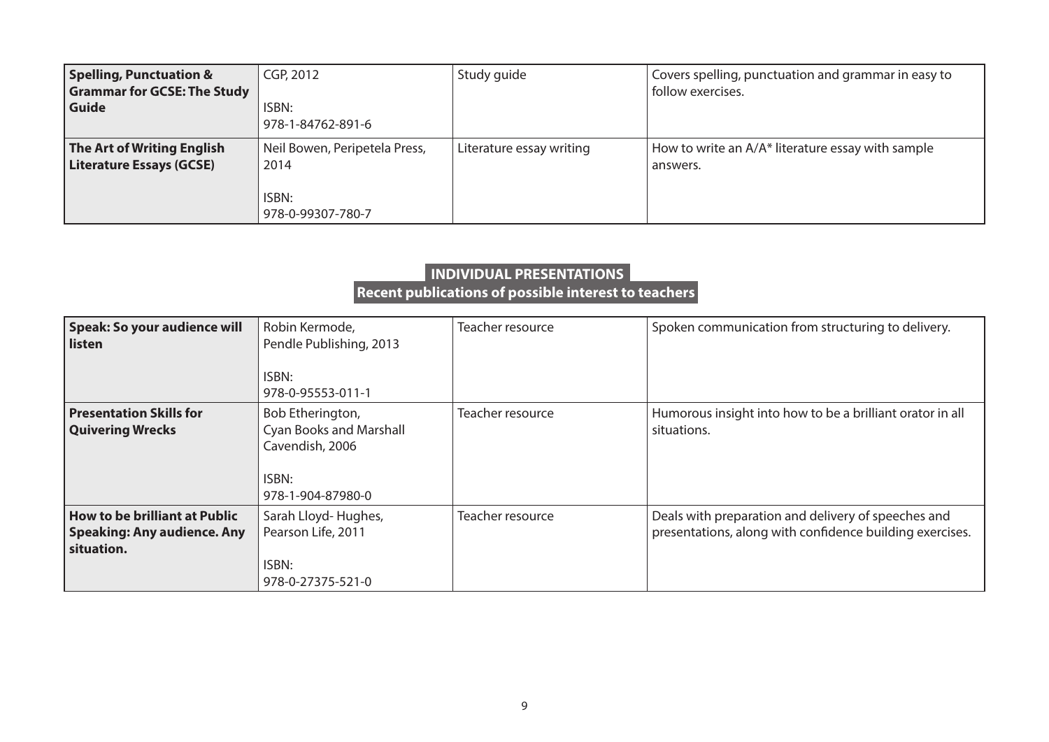| | | | |
|---|---|---|---|
| **Spelling, Punctuation & Grammar for GCSE: The Study Guide** | CGP, 2012<br><br>ISBN:<br>978-1-84762-891-6 | Study guide | Covers spelling, punctuation and grammar in easy to follow exercises. |
| **The Art of Writing English Literature Essays (GCSE)** | Neil Bowen, Peripetela Press, 2014<br><br>ISBN:<br>978-0-99307-780-7 | Literature essay writing | How to write an A/A* literature essay with sample answers. |

## INDIVIDUAL PRESENTATIONS

### Recent publications of possible interest to teachers

| | | | |
|---|---|---|---|
| **Speak: So your audience will listen** | Robin Kermode,<br>Pendle Publishing, 2013<br><br>ISBN:<br>978-0-95553-011-1 | Teacher resource | Spoken communication from structuring to delivery. |
| **Presentation Skills for Quivering Wrecks** | Bob Etherington,<br>Cyan Books and Marshall Cavendish, 2006<br><br>ISBN:<br>978-1-904-87980-0 | Teacher resource | Humorous insight into how to be a brilliant orator in all situations. |
| **How to be brilliant at Public Speaking: Any audience. Any situation.** | Sarah Lloyd- Hughes,<br>Pearson Life, 2011<br><br>ISBN:<br>978-0-27375-521-0 | Teacher resource | Deals with preparation and delivery of speeches and presentations, along with confidence building exercises. |